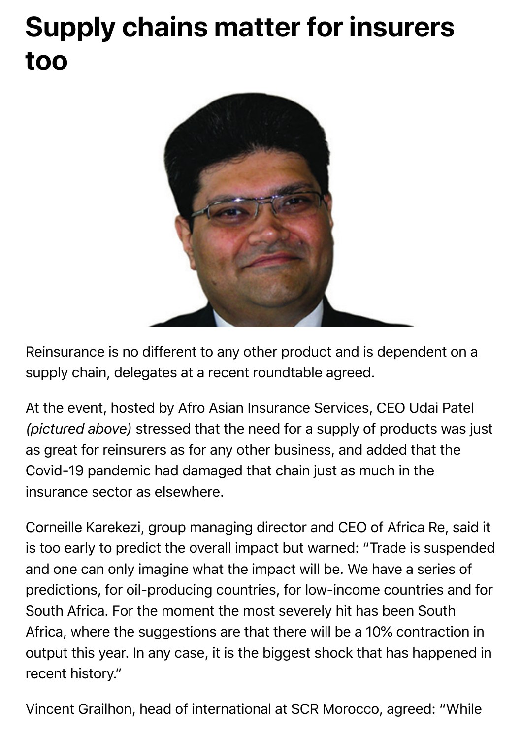# Supply chains matter for insurers too

Reinsurance is no different to any other product and is dependent on a supply chain, delegates at a recent roundtable agreed.

At the event, hosted by Afro Asian Insurance Services, CEO Udai Patel *(pictured above)* stressed that the need for a supply of products was just as great for reinsurers as for any other business, and added that the Covid-19 pandemic had damaged that chain just as much in the insurance sector as elsewhere.

Corneille Karekezi, group managing director and CEO of Africa Re, said it is too early to predict the overall impact but warned: "Trade is suspended and one can only imagine what the impact will be. We have a series of predictions, for oil-producing countries, for low-income countries and for South Africa. For the moment the most severely hit has been South Africa, where the suggestions are that there will be a 10% contraction in output this year. In any case, it is the biggest shock that has happened in recent history."

Vincent Grailhon, head of international at SCR Morocco, agreed: "While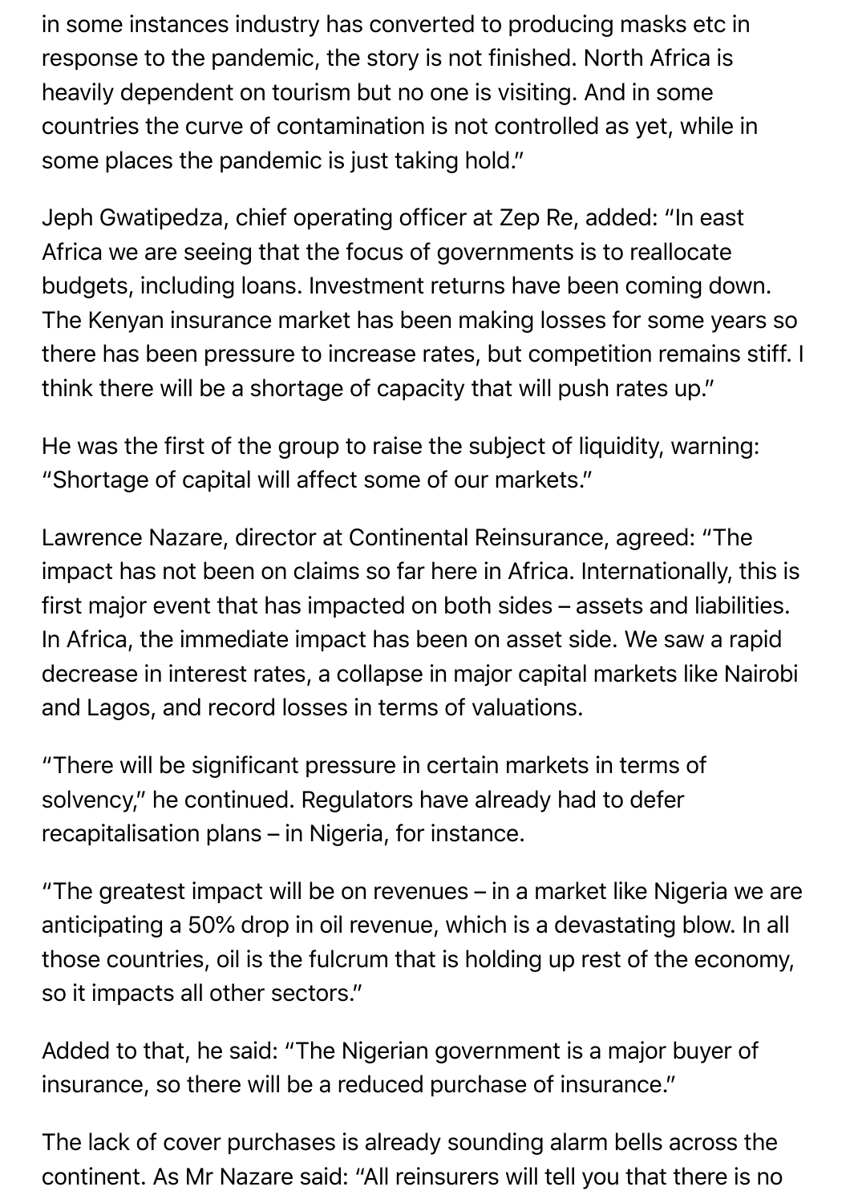in some instances industry has converted to producing masks etc in response to the pandemic, the story is not finished. North Africa is heavily dependent on tourism but no one is visiting. And in some countries the curve of contamination is not controlled as yet, while in some places the pandemic is just taking hold."

Jeph Gwatipedza, chief operating officer at Zep Re, added: "In east Africa we are seeing that the focus of governments is to reallocate budgets, including loans. Investment returns have been coming down. The Kenyan insurance market has been making losses for some years so there has been pressure to increase rates, but competition remains stiff. I think there will be a shortage of capacity that will push rates up."

He was the first of the group to raise the subject of liquidity, warning: "Shortage of capital will affect some of our markets."

Lawrence Nazare, director at Continental Reinsurance, agreed: "The impact has not been on claims so far here in Africa. Internationally, this is first major event that has impacted on both sides – assets and liabilities. In Africa, the immediate impact has been on asset side. We saw a rapid decrease in interest rates, a collapse in major capital markets like Nairobi and Lagos, and record losses in terms of valuations.

"There will be significant pressure in certain markets in terms of solvency," he continued. Regulators have already had to defer recapitalisation plans – in Nigeria, for instance.

"The greatest impact will be on revenues – in a market like Nigeria we are anticipating a 50% drop in oil revenue, which is a devastating blow. In all those countries, oil is the fulcrum that is holding up rest of the economy, so it impacts all other sectors."

Added to that, he said: "The Nigerian government is a major buyer of insurance, so there will be a reduced purchase of insurance."

The lack of cover purchases is already sounding alarm bells across the continent. As Mr Nazare said: "All reinsurers will tell you that there is no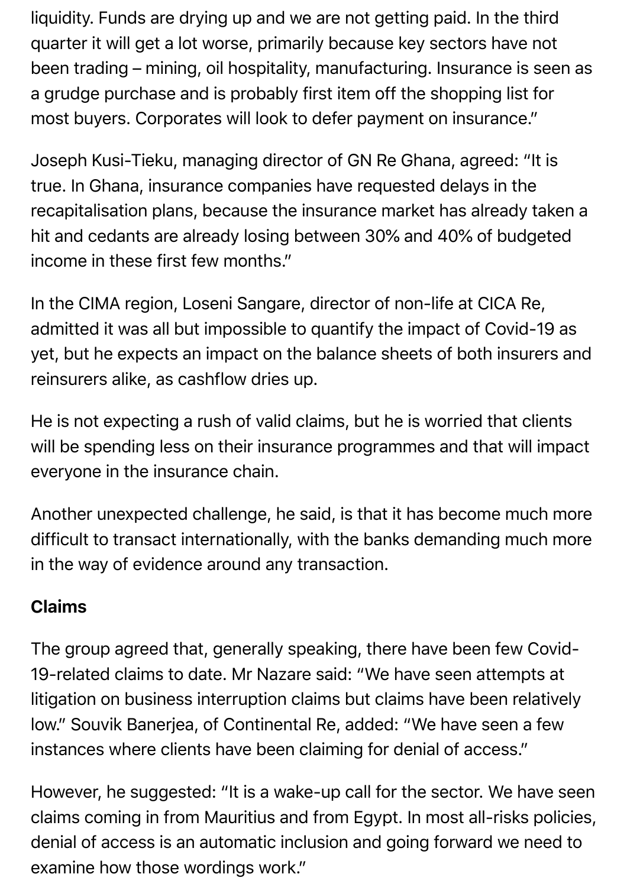liquidity. Funds are drying up and we are not getting paid. In the third quarter it will get a lot worse, primarily because key sectors have not been trading – mining, oil hospitality, manufacturing. Insurance is seen as a grudge purchase and is probably first item off the shopping list for most buyers. Corporates will look to defer payment on insurance."

Joseph Kusi-Tieku, managing director of GN Re Ghana, agreed: "It is true. In Ghana, insurance companies have requested delays in the recapitalisation plans, because the insurance market has already taken a hit and cedants are already losing between 30% and 40% of budgeted income in these first few months."

In the CIMA region, Loseni Sangare, director of non-life at CICA Re, admitted it was all but impossible to quantify the impact of Covid-19 as yet, but he expects an impact on the balance sheets of both insurers and reinsurers alike, as cashflow dries up.

He is not expecting a rush of valid claims, but he is worried that clients will be spending less on their insurance programmes and that will impact everyone in the insurance chain.

Another unexpected challenge, he said, is that it has become much more difficult to transact internationally, with the banks demanding much more in the way of evidence around any transaction.

**Claims**

The group agreed that, generally speaking, there have been few Covid-19-related claims to date. Mr Nazare said: "We have seen attempts at litigation on business interruption claims but claims have been relatively low." Souvik Banerjea, of Continental Re, added: "We have seen a few instances where clients have been claiming for denial of access."

However, he suggested: "It is a wake-up call for the sector. We have seen claims coming in from Mauritius and from Egypt. In most all-risks policies, denial of access is an automatic inclusion and going forward we need to examine how those wordings work."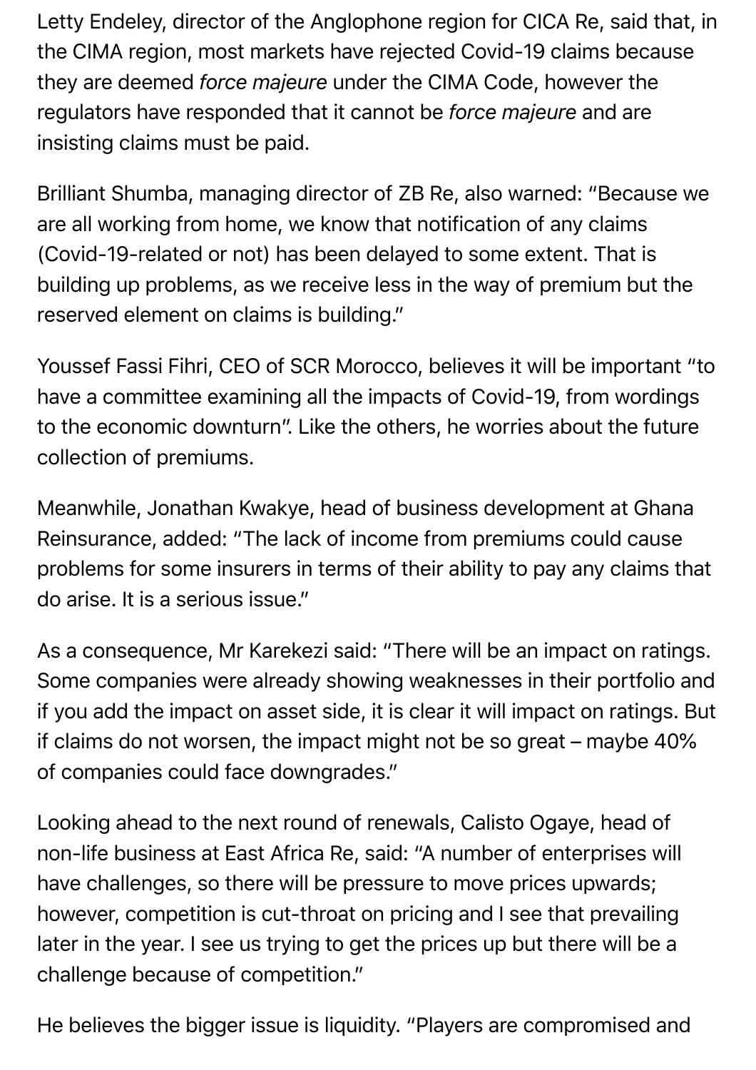Letty Endeley, director of the Anglophone region for CICA Re, said that, in the CIMA region, most markets have rejected Covid-19 claims because they are deemed *force majeure* under the CIMA Code, however the regulators have responded that it cannot be *force majeure* and are insisting claims must be paid.

Brilliant Shumba, managing director of ZB Re, also warned: "Because we are all working from home, we know that notification of any claims (Covid-19-related or not) has been delayed to some extent. That is building up problems, as we receive less in the way of premium but the reserved element on claims is building."

Youssef Fassi Fihri, CEO of SCR Morocco, believes it will be important "to have a committee examining all the impacts of Covid-19, from wordings to the economic downturn". Like the others, he worries about the future collection of premiums.

Meanwhile, Jonathan Kwakye, head of business development at Ghana Reinsurance, added: "The lack of income from premiums could cause problems for some insurers in terms of their ability to pay any claims that do arise. It is a serious issue."

As a consequence, Mr Karekezi said: "There will be an impact on ratings. Some companies were already showing weaknesses in their portfolio and if you add the impact on asset side, it is clear it will impact on ratings. But if claims do not worsen, the impact might not be so great – maybe 40% of companies could face downgrades."

Looking ahead to the next round of renewals, Calisto Ogaye, head of non-life business at East Africa Re, said: "A number of enterprises will have challenges, so there will be pressure to move prices upwards; however, competition is cut-throat on pricing and I see that prevailing later in the year. I see us trying to get the prices up but there will be a challenge because of competition."

He believes the bigger issue is liquidity. "Players are compromised and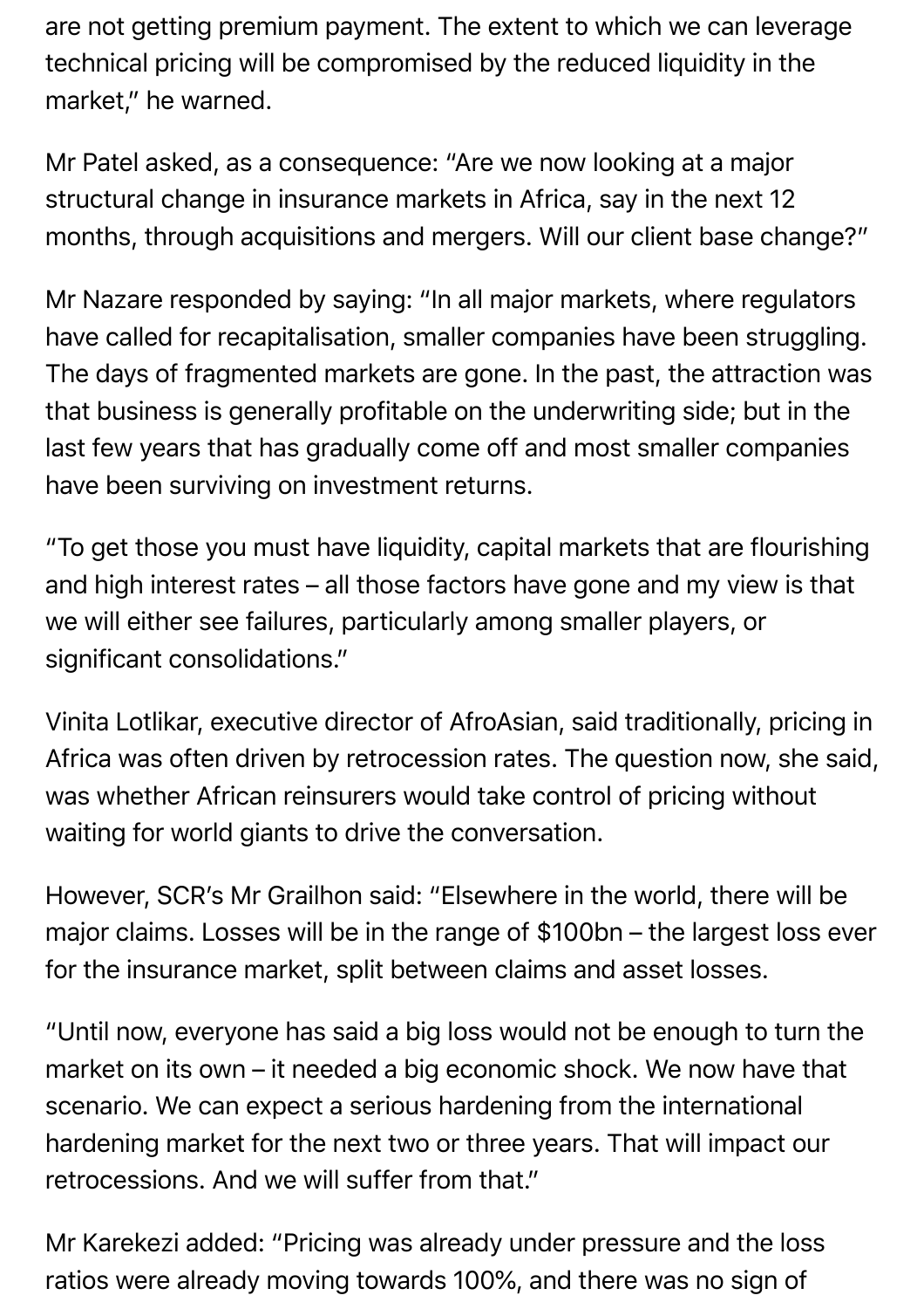are not getting premium payment. The extent to which we can leverage technical pricing will be compromised by the reduced liquidity in the market," he warned.

Mr Patel asked, as a consequence: "Are we now looking at a major structural change in insurance markets in Africa, say in the next 12 months, through acquisitions and mergers. Will our client base change?"

Mr Nazare responded by saying: "In all major markets, where regulators have called for recapitalisation, smaller companies have been struggling. The days of fragmented markets are gone. In the past, the attraction was that business is generally profitable on the underwriting side; but in the last few years that has gradually come off and most smaller companies have been surviving on investment returns.

"To get those you must have liquidity, capital markets that are flourishing and high interest rates – all those factors have gone and my view is that we will either see failures, particularly among smaller players, or significant consolidations."

Vinita Lotlikar, executive director of AfroAsian, said traditionally, pricing in Africa was often driven by retrocession rates. The question now, she said, was whether African reinsurers would take control of pricing without waiting for world giants to drive the conversation.

However, SCR's Mr Grailhon said: "Elsewhere in the world, there will be major claims. Losses will be in the range of $100bn – the largest loss ever for the insurance market, split between claims and asset losses.

"Until now, everyone has said a big loss would not be enough to turn the market on its own – it needed a big economic shock. We now have that scenario. We can expect a serious hardening from the international hardening market for the next two or three years. That will impact our retrocessions. And we will suffer from that."

Mr Karekezi added: "Pricing was already under pressure and the loss ratios were already moving towards 100%, and there was no sign of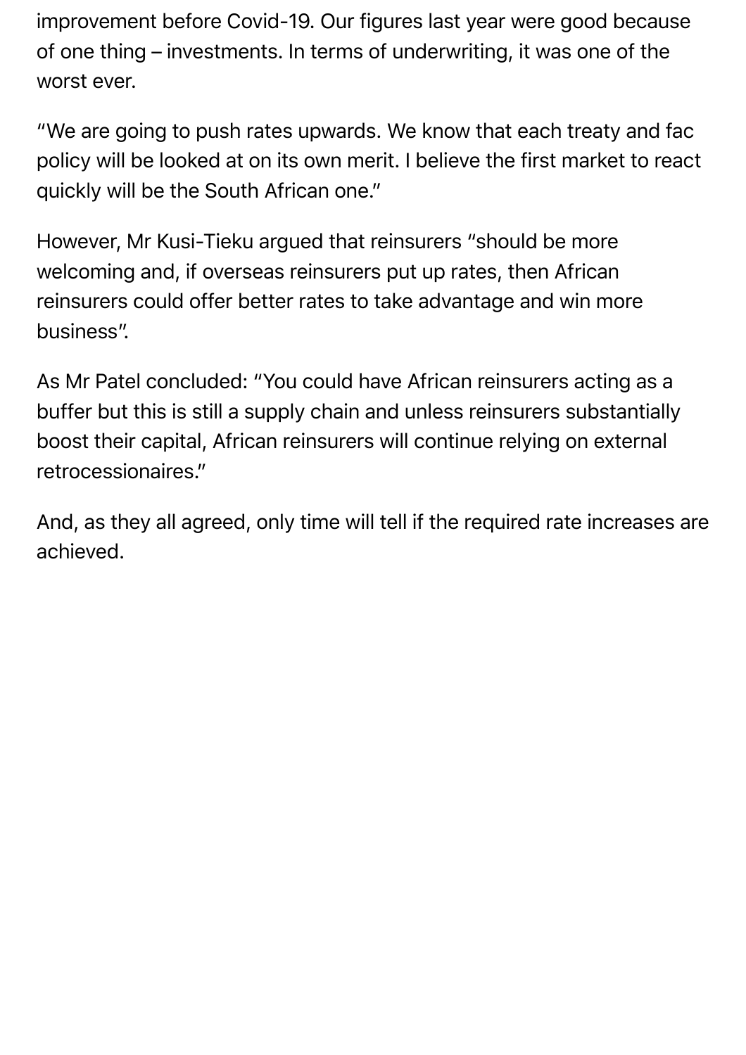improvement before Covid-19. Our figures last year were good because of one thing – investments. In terms of underwriting, it was one of the worst ever.

"We are going to push rates upwards. We know that each treaty and fac policy will be looked at on its own merit. I believe the first market to react quickly will be the South African one."

However, Mr Kusi-Tieku argued that reinsurers "should be more welcoming and, if overseas reinsurers put up rates, then African reinsurers could offer better rates to take advantage and win more business".

As Mr Patel concluded: "You could have African reinsurers acting as a buffer but this is still a supply chain and unless reinsurers substantially boost their capital, African reinsurers will continue relying on external retrocessionaires."

And, as they all agreed, only time will tell if the required rate increases are achieved.